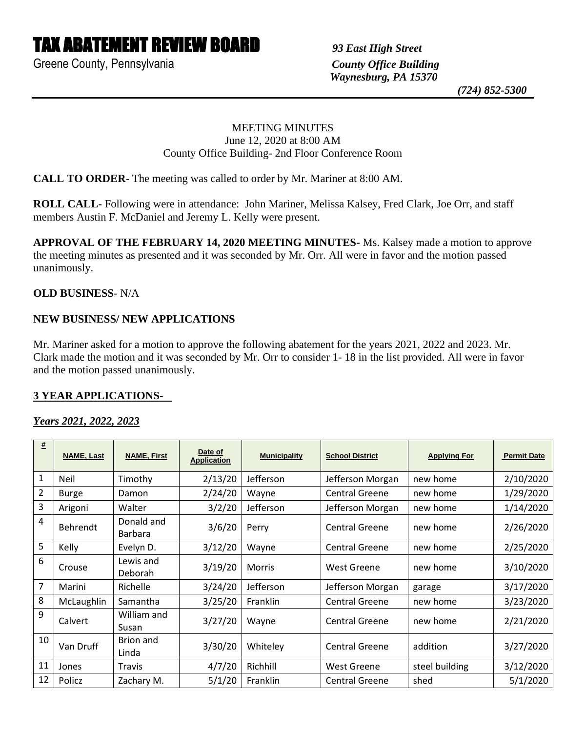# TAX ABATEMENT REVIEW BOARD

Greene County, Pennsylvania

*93 East High Street*
*County Office Building*
*Waynesburg, PA 15370*
*(724) 852-5300*

MEETING MINUTES
June 12, 2020 at 8:00 AM
County Office Building- 2nd Floor Conference Room

**CALL TO ORDER**- The meeting was called to order by Mr. Mariner at 8:00 AM.

**ROLL CALL-** Following were in attendance: John Mariner, Melissa Kalsey, Fred Clark, Joe Orr, and staff members Austin F. McDaniel and Jeremy L. Kelly were present.

**APPROVAL OF THE FEBRUARY 14, 2020 MEETING MINUTES-** Ms. Kalsey made a motion to approve the meeting minutes as presented and it was seconded by Mr. Orr. All were in favor and the motion passed unanimously.

**OLD BUSINESS**- N/A

**NEW BUSINESS/ NEW APPLICATIONS**

Mr. Mariner asked for a motion to approve the following abatement for the years 2021, 2022 and 2023. Mr. Clark made the motion and it was seconded by Mr. Orr to consider 1- 18 in the list provided. All were in favor and the motion passed unanimously.

**3 YEAR APPLICATIONS-**

***Years 2021, 2022, 2023***

| # | NAME, Last | NAME, First | Date of Application | Municipality | School District | Applying For | Permit Date |
|---|---|---|---|---|---|---|---|
| 1 | Neil | Timothy | 2/13/20 | Jefferson | Jefferson Morgan | new home | 2/10/2020 |
| 2 | Burge | Damon | 2/24/20 | Wayne | Central Greene | new home | 1/29/2020 |
| 3 | Arigoni | Walter | 3/2/20 | Jefferson | Jefferson Morgan | new home | 1/14/2020 |
| 4 | Behrendt | Donald and Barbara | 3/6/20 | Perry | Central Greene | new home | 2/26/2020 |
| 5 | Kelly | Evelyn D. | 3/12/20 | Wayne | Central Greene | new home | 2/25/2020 |
| 6 | Crouse | Lewis and Deborah | 3/19/20 | Morris | West Greene | new home | 3/10/2020 |
| 7 | Marini | Richelle | 3/24/20 | Jefferson | Jefferson Morgan | garage | 3/17/2020 |
| 8 | McLaughlin | Samantha | 3/25/20 | Franklin | Central Greene | new home | 3/23/2020 |
| 9 | Calvert | William and Susan | 3/27/20 | Wayne | Central Greene | new home | 2/21/2020 |
| 10 | Van Druff | Brion and Linda | 3/30/20 | Whiteley | Central Greene | addition | 3/27/2020 |
| 11 | Jones | Travis | 4/7/20 | Richhill | West Greene | steel building | 3/12/2020 |
| 12 | Policz | Zachary M. | 5/1/20 | Franklin | Central Greene | shed | 5/1/2020 |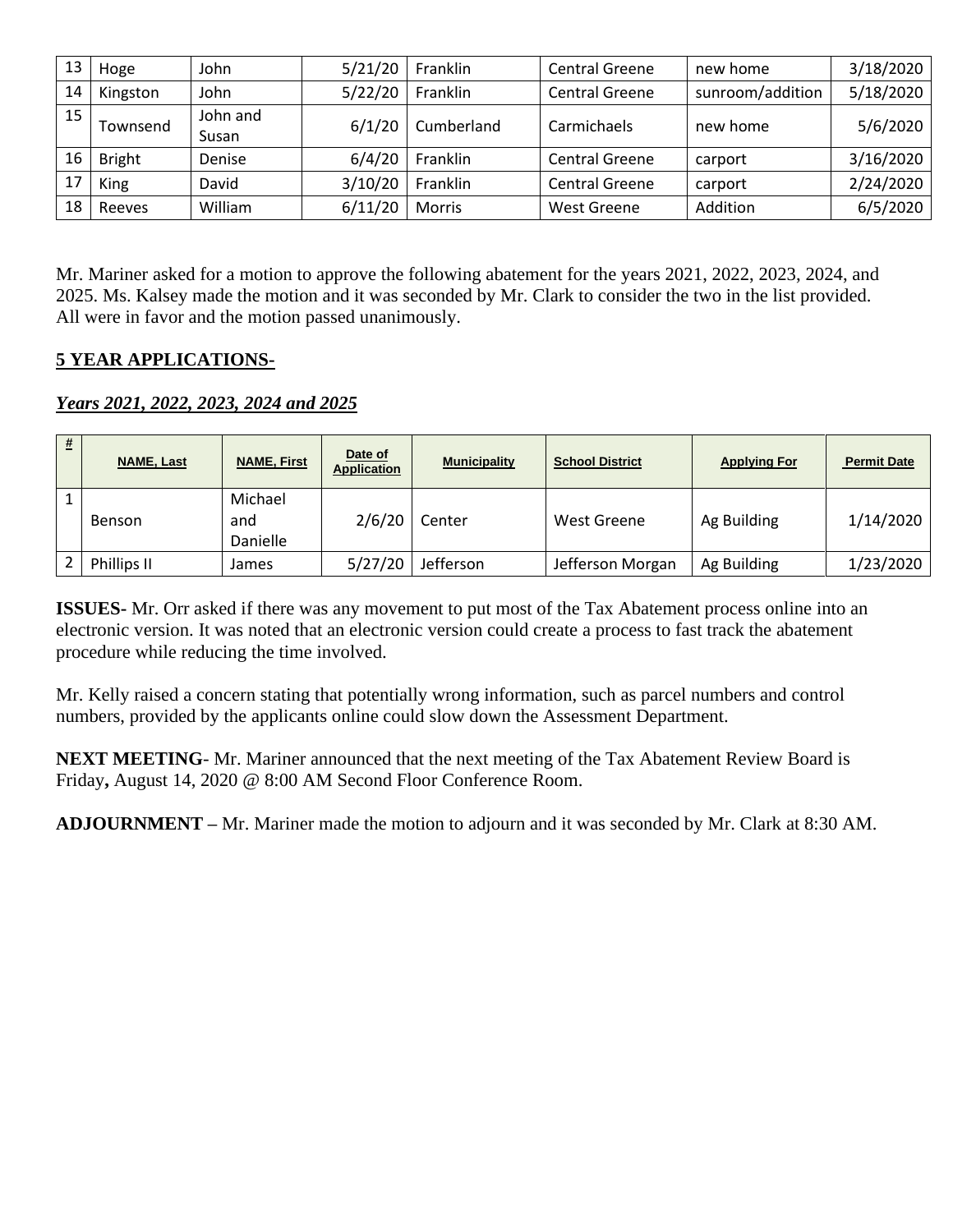| | | | | | | | |
|---|---|---|---|---|---|---|---|
| 13 | Hoge | John | 5/21/20 | Franklin | Central Greene | new home | 3/18/2020 |
| 14 | Kingston | John | 5/22/20 | Franklin | Central Greene | sunroom/addition | 5/18/2020 |
| 15 | Townsend | John and Susan | 6/1/20 | Cumberland | Carmichaels | new home | 5/6/2020 |
| 16 | Bright | Denise | 6/4/20 | Franklin | Central Greene | carport | 3/16/2020 |
| 17 | King | David | 3/10/20 | Franklin | Central Greene | carport | 2/24/2020 |
| 18 | Reeves | William | 6/11/20 | Morris | West Greene | Addition | 6/5/2020 |

Mr. Mariner asked for a motion to approve the following abatement for the years 2021, 2022, 2023, 2024, and 2025. Ms. Kalsey made the motion and it was seconded by Mr. Clark to consider the two in the list provided. All were in favor and the motion passed unanimously.

**5 YEAR APPLICATIONS-**

***Years 2021, 2022, 2023, 2024 and 2025***

| # | NAME, Last | NAME, First | Date of Application | Municipality | School District | Applying For | Permit Date |
|---|---|---|---|---|---|---|---|
| 1 | Benson | Michael and Danielle | 2/6/20 | Center | West Greene | Ag Building | 1/14/2020 |
| 2 | Phillips II | James | 5/27/20 | Jefferson | Jefferson Morgan | Ag Building | 1/23/2020 |

**ISSUES-** Mr. Orr asked if there was any movement to put most of the Tax Abatement process online into an electronic version. It was noted that an electronic version could create a process to fast track the abatement procedure while reducing the time involved.

Mr. Kelly raised a concern stating that potentially wrong information, such as parcel numbers and control numbers, provided by the applicants online could slow down the Assessment Department.

**NEXT MEETING**- Mr. Mariner announced that the next meeting of the Tax Abatement Review Board is Friday**,** August 14, 2020 @ 8:00 AM Second Floor Conference Room.

**ADJOURNMENT –** Mr. Mariner made the motion to adjourn and it was seconded by Mr. Clark at 8:30 AM.